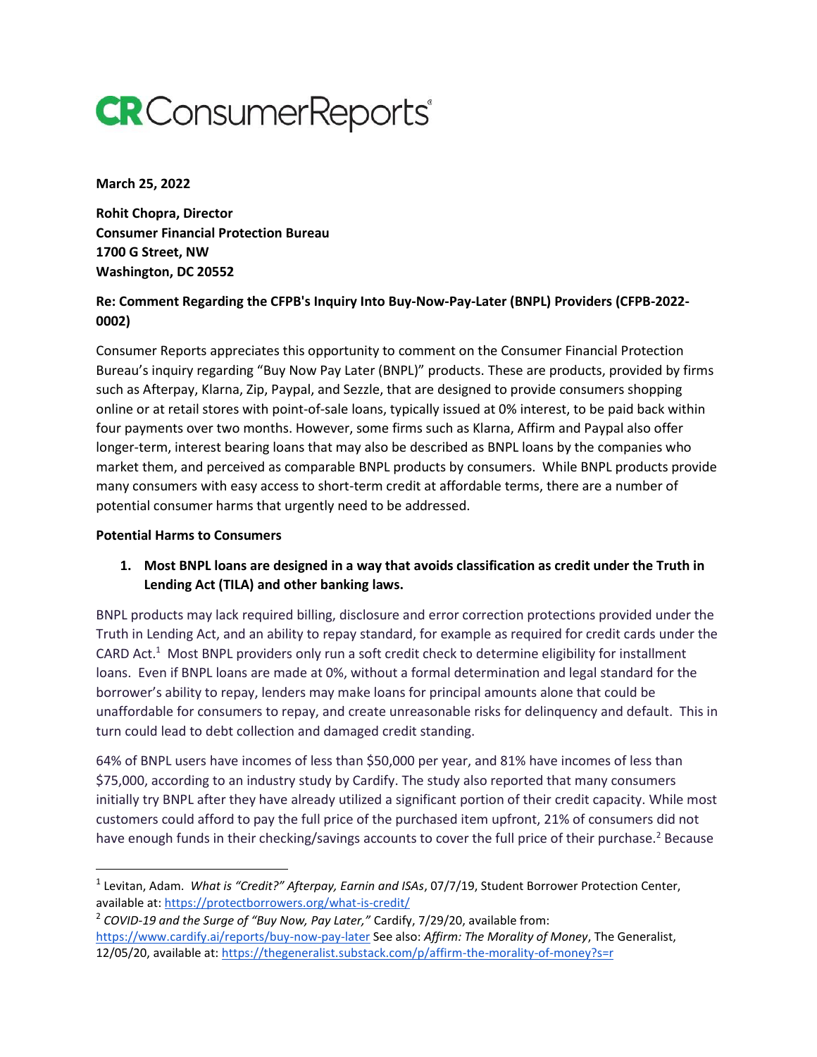# CR ConsumerReports

**March 25, 2022**

**Rohit Chopra, Director**
**Consumer Financial Protection Bureau**
**1700 G Street, NW**
**Washington, DC 20552**

**Re: Comment Regarding the CFPB's Inquiry Into Buy-Now-Pay-Later (BNPL) Providers (CFPB-2022-0002)**

Consumer Reports appreciates this opportunity to comment on the Consumer Financial Protection Bureau's inquiry regarding "Buy Now Pay Later (BNPL)" products. These are products, provided by firms such as Afterpay, Klarna, Zip, Paypal, and Sezzle, that are designed to provide consumers shopping online or at retail stores with point-of-sale loans, typically issued at 0% interest, to be paid back within four payments over two months. However, some firms such as Klarna, Affirm and Paypal also offer longer-term, interest bearing loans that may also be described as BNPL loans by the companies who market them, and perceived as comparable BNPL products by consumers. While BNPL products provide many consumers with easy access to short-term credit at affordable terms, there are a number of potential consumer harms that urgently need to be addressed.

**Potential Harms to Consumers**

1. **Most BNPL loans are designed in a way that avoids classification as credit under the Truth in Lending Act (TILA) and other banking laws.**

BNPL products may lack required billing, disclosure and error correction protections provided under the Truth in Lending Act, and an ability to repay standard, for example as required for credit cards under the CARD Act.[1] Most BNPL providers only run a soft credit check to determine eligibility for installment loans. Even if BNPL loans are made at 0%, without a formal determination and legal standard for the borrower's ability to repay, lenders may make loans for principal amounts alone that could be unaffordable for consumers to repay, and create unreasonable risks for delinquency and default. This in turn could lead to debt collection and damaged credit standing.

64% of BNPL users have incomes of less than $50,000 per year, and 81% have incomes of less than $75,000, according to an industry study by Cardify. The study also reported that many consumers initially try BNPL after they have already utilized a significant portion of their credit capacity. While most customers could afford to pay the full price of the purchased item upfront, 21% of consumers did not have enough funds in their checking/savings accounts to cover the full price of their purchase.[2] Because

---

[1] Levitan, Adam. *What is "Credit?" Afterpay, Earnin and ISAs*, 07/7/19, Student Borrower Protection Center, available at: https://protectborrowers.org/what-is-credit/

[2] *COVID-19 and the Surge of "Buy Now, Pay Later,"* Cardify, 7/29/20, available from: https://www.cardify.ai/reports/buy-now-pay-later See also: *Affirm: The Morality of Money*, The Generalist, 12/05/20, available at: https://thegeneralist.substack.com/p/affirm-the-morality-of-money?s=r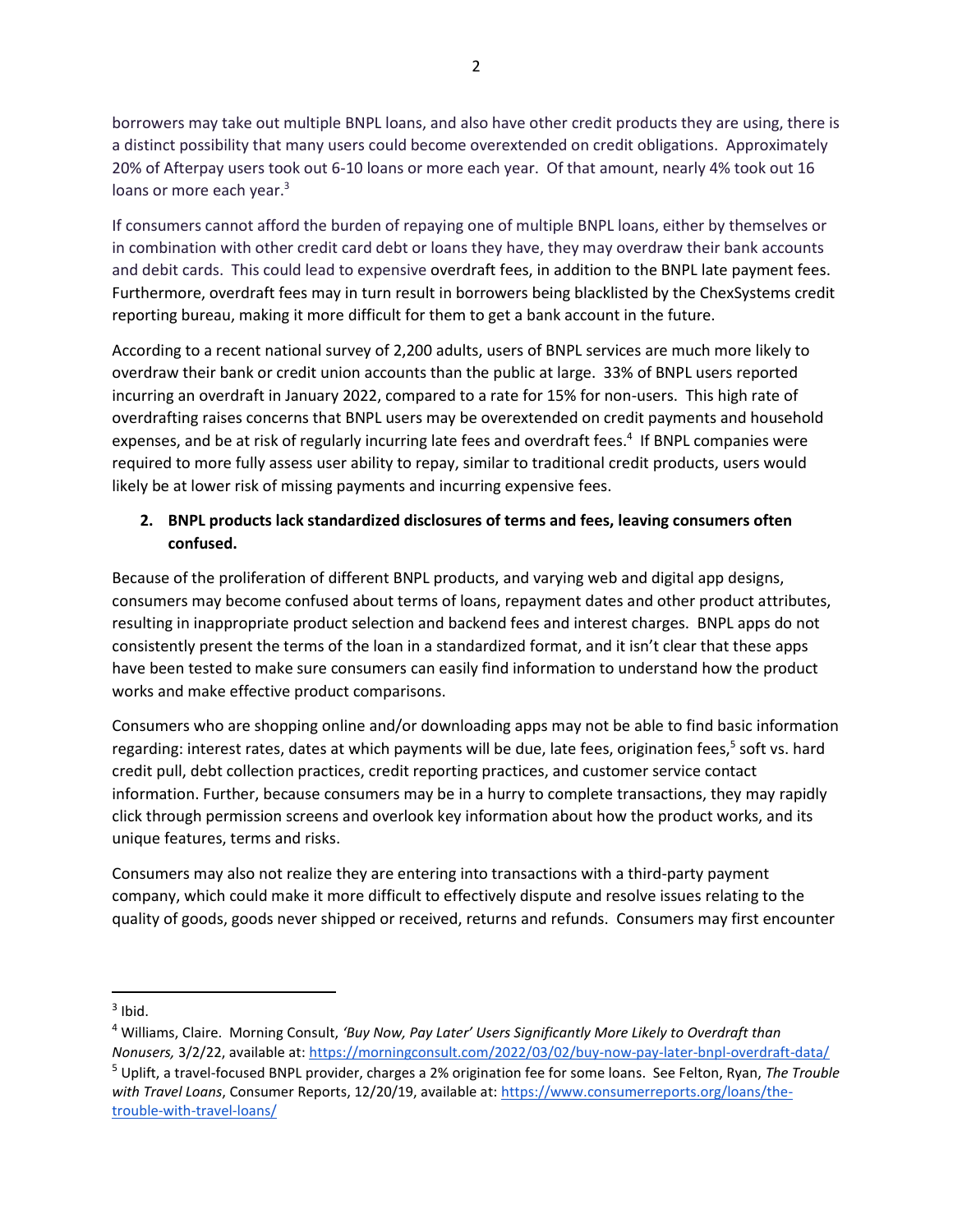borrowers may take out multiple BNPL loans, and also have other credit products they are using, there is a distinct possibility that many users could become overextended on credit obligations. Approximately 20% of Afterpay users took out 6-10 loans or more each year. Of that amount, nearly 4% took out 16 loans or more each year.[3]

If consumers cannot afford the burden of repaying one of multiple BNPL loans, either by themselves or in combination with other credit card debt or loans they have, they may overdraw their bank accounts and debit cards. This could lead to expensive overdraft fees, in addition to the BNPL late payment fees. Furthermore, overdraft fees may in turn result in borrowers being blacklisted by the ChexSystems credit reporting bureau, making it more difficult for them to get a bank account in the future.

According to a recent national survey of 2,200 adults, users of BNPL services are much more likely to overdraw their bank or credit union accounts than the public at large. 33% of BNPL users reported incurring an overdraft in January 2022, compared to a rate for 15% for non-users. This high rate of overdrafting raises concerns that BNPL users may be overextended on credit payments and household expenses, and be at risk of regularly incurring late fees and overdraft fees.[4] If BNPL companies were required to more fully assess user ability to repay, similar to traditional credit products, users would likely be at lower risk of missing payments and incurring expensive fees.

2. **BNPL products lack standardized disclosures of terms and fees, leaving consumers often confused.**

Because of the proliferation of different BNPL products, and varying web and digital app designs, consumers may become confused about terms of loans, repayment dates and other product attributes, resulting in inappropriate product selection and backend fees and interest charges. BNPL apps do not consistently present the terms of the loan in a standardized format, and it isn't clear that these apps have been tested to make sure consumers can easily find information to understand how the product works and make effective product comparisons.

Consumers who are shopping online and/or downloading apps may not be able to find basic information regarding: interest rates, dates at which payments will be due, late fees, origination fees,[5] soft vs. hard credit pull, debt collection practices, credit reporting practices, and customer service contact information. Further, because consumers may be in a hurry to complete transactions, they may rapidly click through permission screens and overlook key information about how the product works, and its unique features, terms and risks.

Consumers may also not realize they are entering into transactions with a third-party payment company, which could make it more difficult to effectively dispute and resolve issues relating to the quality of goods, goods never shipped or received, returns and refunds. Consumers may first encounter

---

[3] Ibid.

[4] Williams, Claire. Morning Consult, *'Buy Now, Pay Later' Users Significantly More Likely to Overdraft than Nonusers,* 3/2/22, available at: https://morningconsult.com/2022/03/02/buy-now-pay-later-bnpl-overdraft-data/

[5] Uplift, a travel-focused BNPL provider, charges a 2% origination fee for some loans. See Felton, Ryan, *The Trouble with Travel Loans*, Consumer Reports, 12/20/19, available at: https://www.consumerreports.org/loans/the-trouble-with-travel-loans/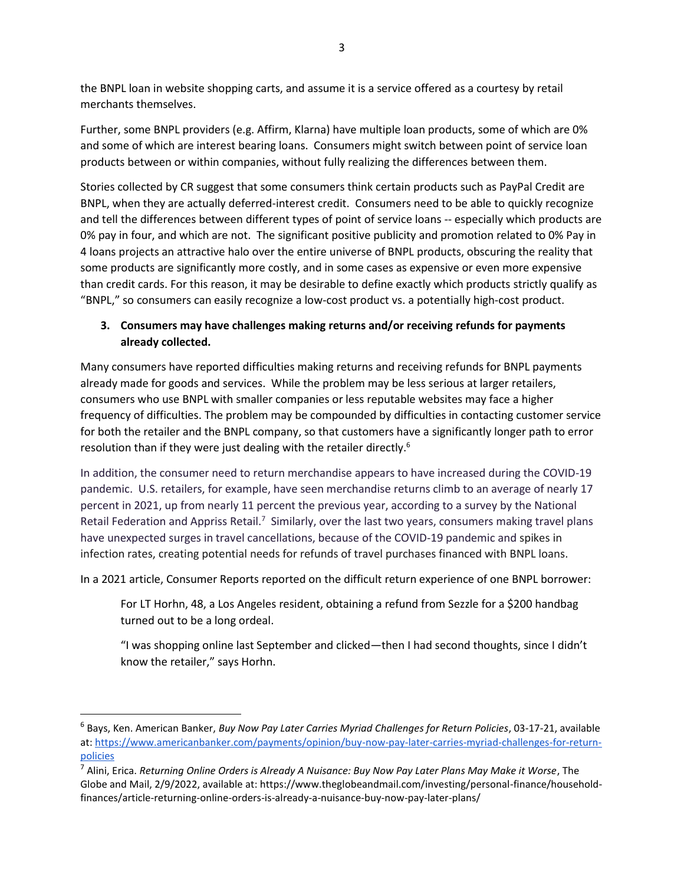the BNPL loan in website shopping carts, and assume it is a service offered as a courtesy by retail merchants themselves.

Further, some BNPL providers (e.g. Affirm, Klarna) have multiple loan products, some of which are 0% and some of which are interest bearing loans. Consumers might switch between point of service loan products between or within companies, without fully realizing the differences between them.

Stories collected by CR suggest that some consumers think certain products such as PayPal Credit are BNPL, when they are actually deferred-interest credit. Consumers need to be able to quickly recognize and tell the differences between different types of point of service loans -- especially which products are 0% pay in four, and which are not. The significant positive publicity and promotion related to 0% Pay in 4 loans projects an attractive halo over the entire universe of BNPL products, obscuring the reality that some products are significantly more costly, and in some cases as expensive or even more expensive than credit cards. For this reason, it may be desirable to define exactly which products strictly qualify as "BNPL," so consumers can easily recognize a low-cost product vs. a potentially high-cost product.

3. **Consumers may have challenges making returns and/or receiving refunds for payments already collected.**

Many consumers have reported difficulties making returns and receiving refunds for BNPL payments already made for goods and services. While the problem may be less serious at larger retailers, consumers who use BNPL with smaller companies or less reputable websites may face a higher frequency of difficulties. The problem may be compounded by difficulties in contacting customer service for both the retailer and the BNPL company, so that customers have a significantly longer path to error resolution than if they were just dealing with the retailer directly.[6]

In addition, the consumer need to return merchandise appears to have increased during the COVID-19 pandemic. U.S. retailers, for example, have seen merchandise returns climb to an average of nearly 17 percent in 2021, up from nearly 11 percent the previous year, according to a survey by the National Retail Federation and Appriss Retail.[7] Similarly, over the last two years, consumers making travel plans have unexpected surges in travel cancellations, because of the COVID-19 pandemic and spikes in infection rates, creating potential needs for refunds of travel purchases financed with BNPL loans.

In a 2021 article, Consumer Reports reported on the difficult return experience of one BNPL borrower:

> For LT Horhn, 48, a Los Angeles resident, obtaining a refund from Sezzle for a $200 handbag turned out to be a long ordeal.
>
> "I was shopping online last September and clicked—then I had second thoughts, since I didn't know the retailer," says Horhn.

---

[6] Bays, Ken. American Banker, *Buy Now Pay Later Carries Myriad Challenges for Return Policies*, 03-17-21, available at: https://www.americanbanker.com/payments/opinion/buy-now-pay-later-carries-myriad-challenges-for-return-policies

[7] Alini, Erica. *Returning Online Orders is Already A Nuisance: Buy Now Pay Later Plans May Make it Worse*, The Globe and Mail, 2/9/2022, available at: https://www.theglobeandmail.com/investing/personal-finance/household-finances/article-returning-online-orders-is-already-a-nuisance-buy-now-pay-later-plans/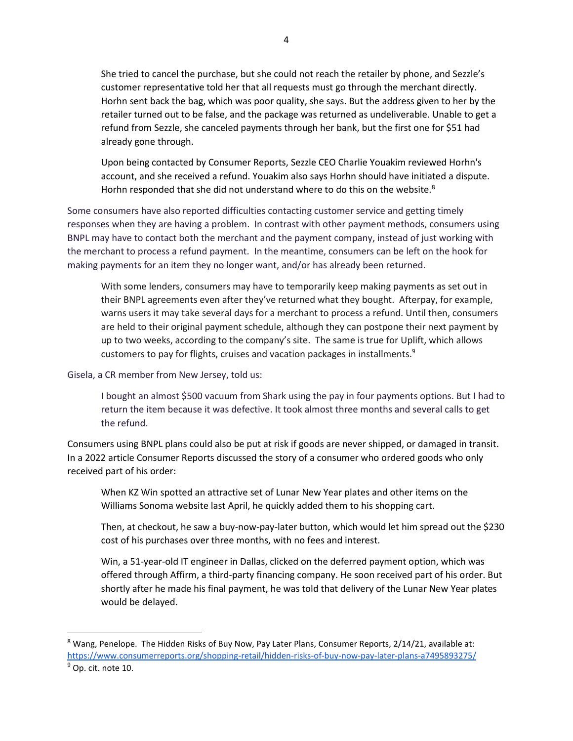> She tried to cancel the purchase, but she could not reach the retailer by phone, and Sezzle's customer representative told her that all requests must go through the merchant directly. Horhn sent back the bag, which was poor quality, she says. But the address given to her by the retailer turned out to be false, and the package was returned as undeliverable. Unable to get a refund from Sezzle, she canceled payments through her bank, but the first one for $51 had already gone through.
>
> Upon being contacted by Consumer Reports, Sezzle CEO Charlie Youakim reviewed Horhn's account, and she received a refund. Youakim also says Horhn should have initiated a dispute. Horhn responded that she did not understand where to do this on the website.[8]

Some consumers have also reported difficulties contacting customer service and getting timely responses when they are having a problem. In contrast with other payment methods, consumers using BNPL may have to contact both the merchant and the payment company, instead of just working with the merchant to process a refund payment. In the meantime, consumers can be left on the hook for making payments for an item they no longer want, and/or has already been returned.

> With some lenders, consumers may have to temporarily keep making payments as set out in their BNPL agreements even after they've returned what they bought. Afterpay, for example, warns users it may take several days for a merchant to process a refund. Until then, consumers are held to their original payment schedule, although they can postpone their next payment by up to two weeks, according to the company's site. The same is true for Uplift, which allows customers to pay for flights, cruises and vacation packages in installments.[9]

Gisela, a CR member from New Jersey, told us:

> I bought an almost $500 vacuum from Shark using the pay in four payments options. But I had to return the item because it was defective. It took almost three months and several calls to get the refund.

Consumers using BNPL plans could also be put at risk if goods are never shipped, or damaged in transit. In a 2022 article Consumer Reports discussed the story of a consumer who ordered goods who only received part of his order:

> When KZ Win spotted an attractive set of Lunar New Year plates and other items on the Williams Sonoma website last April, he quickly added them to his shopping cart.
>
> Then, at checkout, he saw a buy-now-pay-later button, which would let him spread out the $230 cost of his purchases over three months, with no fees and interest.
>
> Win, a 51-year-old IT engineer in Dallas, clicked on the deferred payment option, which was offered through Affirm, a third-party financing company. He soon received part of his order. But shortly after he made his final payment, he was told that delivery of the Lunar New Year plates would be delayed.

---

[8] Wang, Penelope. The Hidden Risks of Buy Now, Pay Later Plans, Consumer Reports, 2/14/21, available at: https://www.consumerreports.org/shopping-retail/hidden-risks-of-buy-now-pay-later-plans-a7495893275/

[9] Op. cit. note 10.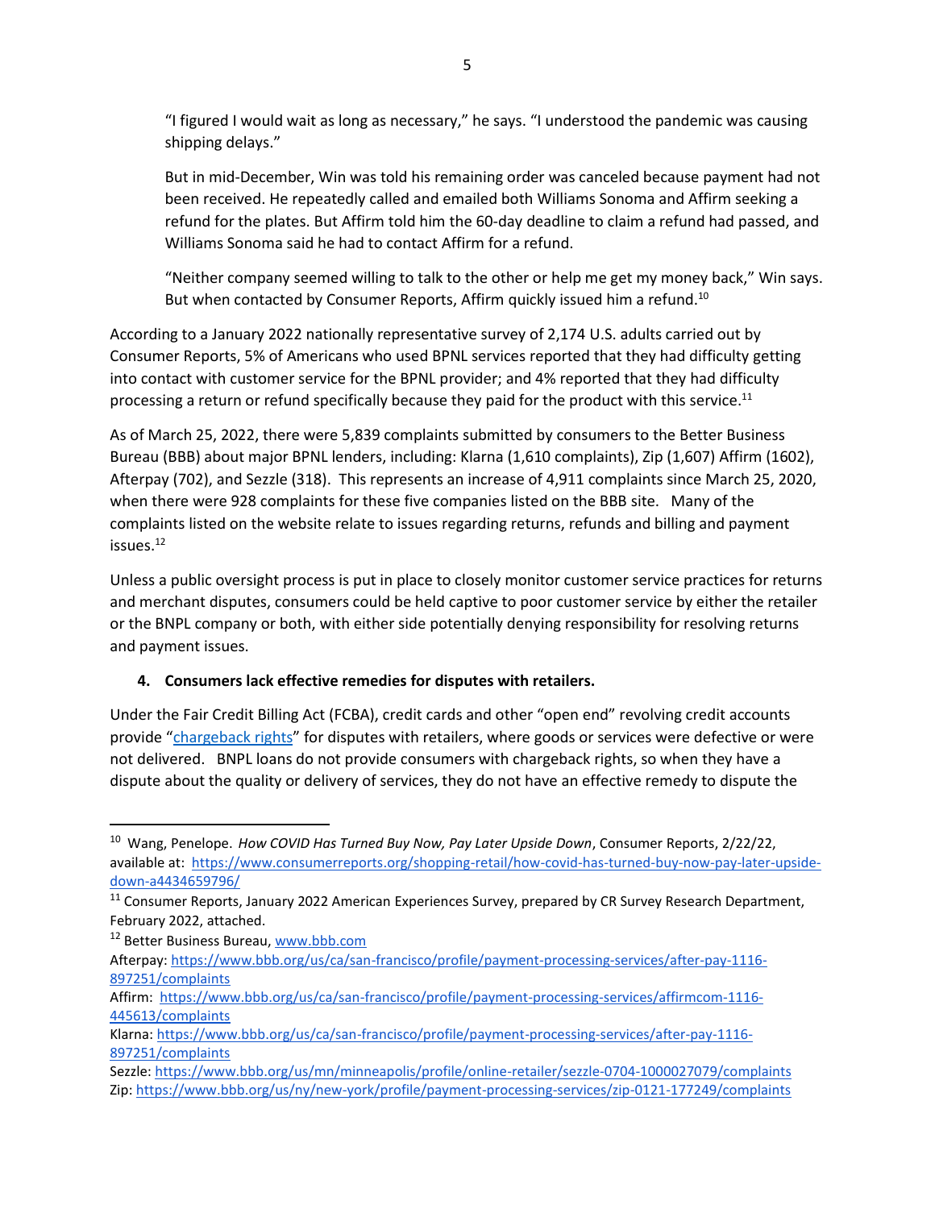> "I figured I would wait as long as necessary," he says. "I understood the pandemic was causing shipping delays."
>
> But in mid-December, Win was told his remaining order was canceled because payment had not been received. He repeatedly called and emailed both Williams Sonoma and Affirm seeking a refund for the plates. But Affirm told him the 60-day deadline to claim a refund had passed, and Williams Sonoma said he had to contact Affirm for a refund.
>
> "Neither company seemed willing to talk to the other or help me get my money back," Win says. But when contacted by Consumer Reports, Affirm quickly issued him a refund.[10]

According to a January 2022 nationally representative survey of 2,174 U.S. adults carried out by Consumer Reports, 5% of Americans who used BPNL services reported that they had difficulty getting into contact with customer service for the BPNL provider; and 4% reported that they had difficulty processing a return or refund specifically because they paid for the product with this service.[11]

As of March 25, 2022, there were 5,839 complaints submitted by consumers to the Better Business Bureau (BBB) about major BPNL lenders, including: Klarna (1,610 complaints), Zip (1,607) Affirm (1602), Afterpay (702), and Sezzle (318). This represents an increase of 4,911 complaints since March 25, 2020, when there were 928 complaints for these five companies listed on the BBB site. Many of the complaints listed on the website relate to issues regarding returns, refunds and billing and payment issues.[12]

Unless a public oversight process is put in place to closely monitor customer service practices for returns and merchant disputes, consumers could be held captive to poor customer service by either the retailer or the BNPL company or both, with either side potentially denying responsibility for resolving returns and payment issues.

**4. Consumers lack effective remedies for disputes with retailers.**

Under the Fair Credit Billing Act (FCBA), credit cards and other "open end" revolving credit accounts provide "chargeback rights" for disputes with retailers, where goods or services were defective or were not delivered. BNPL loans do not provide consumers with chargeback rights, so when they have a dispute about the quality or delivery of services, they do not have an effective remedy to dispute the

---

[10] Wang, Penelope. *How COVID Has Turned Buy Now, Pay Later Upside Down*, Consumer Reports, 2/22/22, available at: https://www.consumerreports.org/shopping-retail/how-covid-has-turned-buy-now-pay-later-upside-down-a4434659796/

[11] Consumer Reports, January 2022 American Experiences Survey, prepared by CR Survey Research Department, February 2022, attached.

[12] Better Business Bureau, www.bbb.com

Afterpay: https://www.bbb.org/us/ca/san-francisco/profile/payment-processing-services/after-pay-1116-897251/complaints

Affirm: https://www.bbb.org/us/ca/san-francisco/profile/payment-processing-services/affirmcom-1116-445613/complaints

Klarna: https://www.bbb.org/us/ca/san-francisco/profile/payment-processing-services/after-pay-1116-897251/complaints

Sezzle: https://www.bbb.org/us/mn/minneapolis/profile/online-retailer/sezzle-0704-1000027079/complaints

Zip: https://www.bbb.org/us/ny/new-york/profile/payment-processing-services/zip-0121-177249/complaints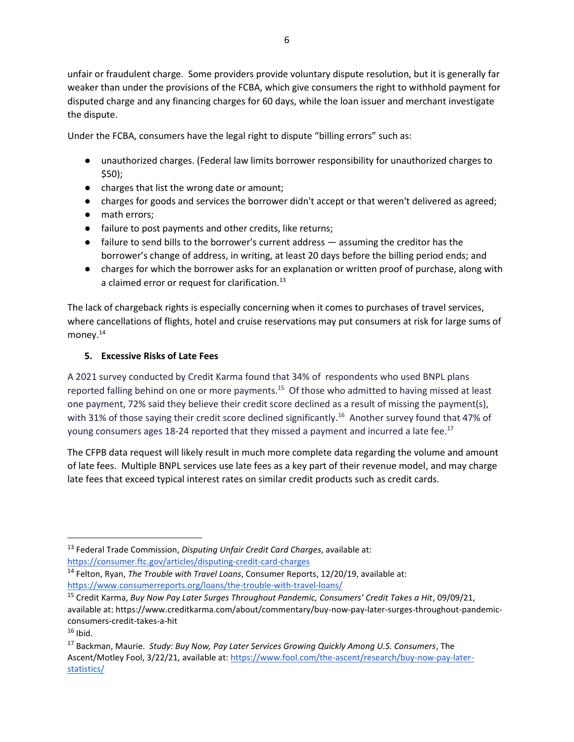unfair or fraudulent charge. Some providers provide voluntary dispute resolution, but it is generally far weaker than under the provisions of the FCBA, which give consumers the right to withhold payment for disputed charge and any financing charges for 60 days, while the loan issuer and merchant investigate the dispute.

Under the FCBA, consumers have the legal right to dispute "billing errors" such as:

- unauthorized charges. (Federal law limits borrower responsibility for unauthorized charges to $50);
- charges that list the wrong date or amount;
- charges for goods and services the borrower didn't accept or that weren't delivered as agreed;
- math errors;
- failure to post payments and other credits, like returns;
- failure to send bills to the borrower's current address — assuming the creditor has the borrower's change of address, in writing, at least 20 days before the billing period ends; and
- charges for which the borrower asks for an explanation or written proof of purchase, along with a claimed error or request for clarification.[13]

The lack of chargeback rights is especially concerning when it comes to purchases of travel services, where cancellations of flights, hotel and cruise reservations may put consumers at risk for large sums of money.[14]

### 5. Excessive Risks of Late Fees

A 2021 survey conducted by Credit Karma found that 34% of respondents who used BNPL plans reported falling behind on one or more payments.[15] Of those who admitted to having missed at least one payment, 72% said they believe their credit score declined as a result of missing the payment(s), with 31% of those saying their credit score declined significantly.[16] Another survey found that 47% of young consumers ages 18-24 reported that they missed a payment and incurred a late fee.[17]

The CFPB data request will likely result in much more complete data regarding the volume and amount of late fees. Multiple BNPL services use late fees as a key part of their revenue model, and may charge late fees that exceed typical interest rates on similar credit products such as credit cards.

---

[13] Federal Trade Commission, *Disputing Unfair Credit Card Charges*, available at: https://consumer.ftc.gov/articles/disputing-credit-card-charges

[14] Felton, Ryan, *The Trouble with Travel Loans*, Consumer Reports, 12/20/19, available at: https://www.consumerreports.org/loans/the-trouble-with-travel-loans/

[15] Credit Karma, *Buy Now Pay Later Surges Throughout Pandemic, Consumers' Credit Takes a Hit*, 09/09/21, available at: https://www.creditkarma.com/about/commentary/buy-now-pay-later-surges-throughout-pandemic-consumers-credit-takes-a-hit

[16] Ibid.

[17] Backman, Maurie. *Study: Buy Now, Pay Later Services Growing Quickly Among U.S. Consumers*, The Ascent/Motley Fool, 3/22/21, available at: https://www.fool.com/the-ascent/research/buy-now-pay-later-statistics/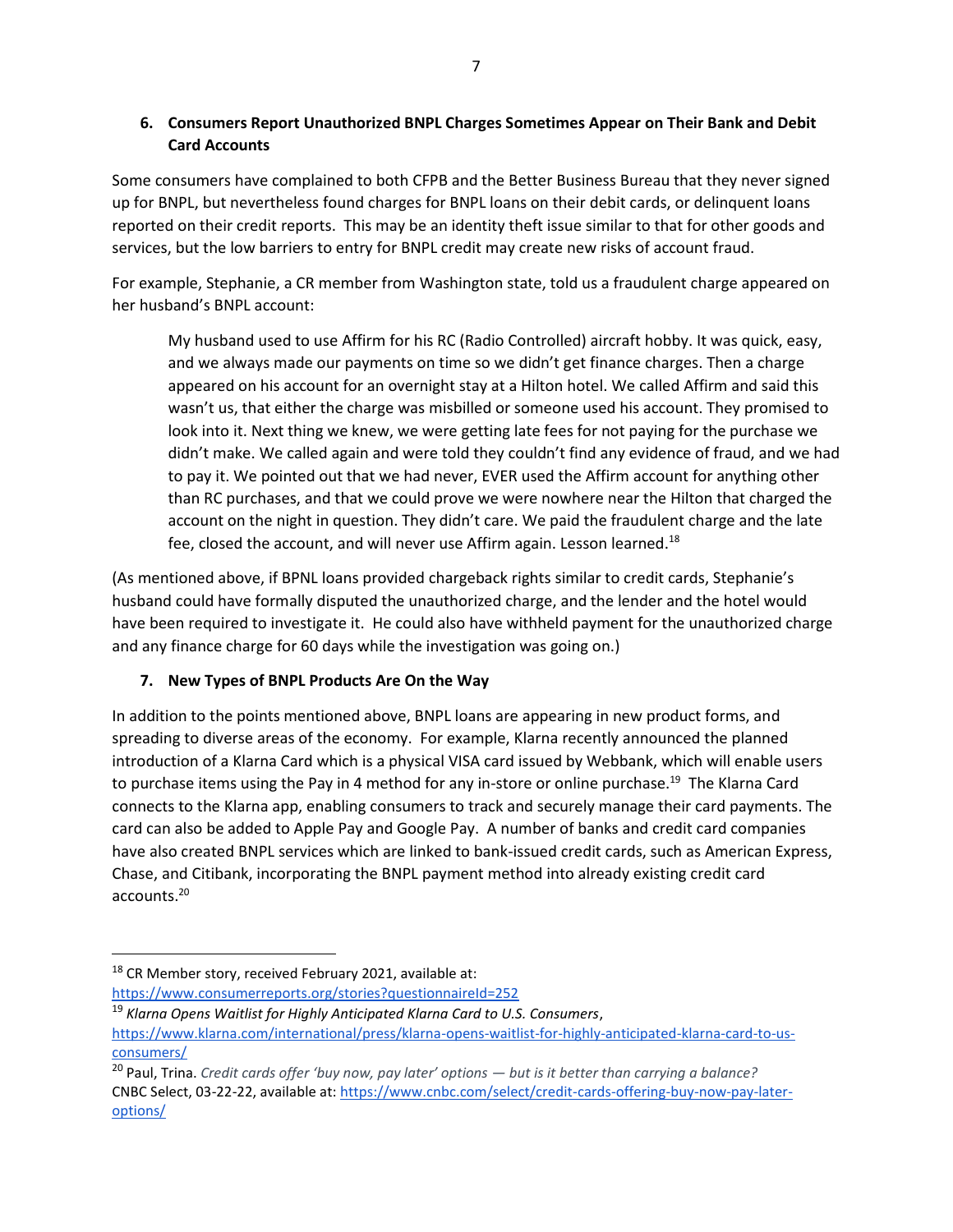### 6. Consumers Report Unauthorized BNPL Charges Sometimes Appear on Their Bank and Debit Card Accounts

Some consumers have complained to both CFPB and the Better Business Bureau that they never signed up for BNPL, but nevertheless found charges for BNPL loans on their debit cards, or delinquent loans reported on their credit reports. This may be an identity theft issue similar to that for other goods and services, but the low barriers to entry for BNPL credit may create new risks of account fraud.

For example, Stephanie, a CR member from Washington state, told us a fraudulent charge appeared on her husband's BNPL account:

> My husband used to use Affirm for his RC (Radio Controlled) aircraft hobby. It was quick, easy, and we always made our payments on time so we didn't get finance charges. Then a charge appeared on his account for an overnight stay at a Hilton hotel. We called Affirm and said this wasn't us, that either the charge was misbilled or someone used his account. They promised to look into it. Next thing we knew, we were getting late fees for not paying for the purchase we didn't make. We called again and were told they couldn't find any evidence of fraud, and we had to pay it. We pointed out that we had never, EVER used the Affirm account for anything other than RC purchases, and that we could prove we were nowhere near the Hilton that charged the account on the night in question. They didn't care. We paid the fraudulent charge and the late fee, closed the account, and will never use Affirm again. Lesson learned.[18]

(As mentioned above, if BPNL loans provided chargeback rights similar to credit cards, Stephanie's husband could have formally disputed the unauthorized charge, and the lender and the hotel would have been required to investigate it. He could also have withheld payment for the unauthorized charge and any finance charge for 60 days while the investigation was going on.)

### 7. New Types of BNPL Products Are On the Way

In addition to the points mentioned above, BNPL loans are appearing in new product forms, and spreading to diverse areas of the economy. For example, Klarna recently announced the planned introduction of a Klarna Card which is a physical VISA card issued by Webbank, which will enable users to purchase items using the Pay in 4 method for any in-store or online purchase.[19] The Klarna Card connects to the Klarna app, enabling consumers to track and securely manage their card payments. The card can also be added to Apple Pay and Google Pay. A number of banks and credit card companies have also created BNPL services which are linked to bank-issued credit cards, such as American Express, Chase, and Citibank, incorporating the BNPL payment method into already existing credit card accounts.[20]

---

[18] CR Member story, received February 2021, available at: https://www.consumerreports.org/stories?questionnaireId=252

[19] *Klarna Opens Waitlist for Highly Anticipated Klarna Card to U.S. Consumers*, https://www.klarna.com/international/press/klarna-opens-waitlist-for-highly-anticipated-klarna-card-to-us-consumers/

[20] Paul, Trina. *Credit cards offer 'buy now, pay later' options — but is it better than carrying a balance?* CNBC Select, 03-22-22, available at: https://www.cnbc.com/select/credit-cards-offering-buy-now-pay-later-options/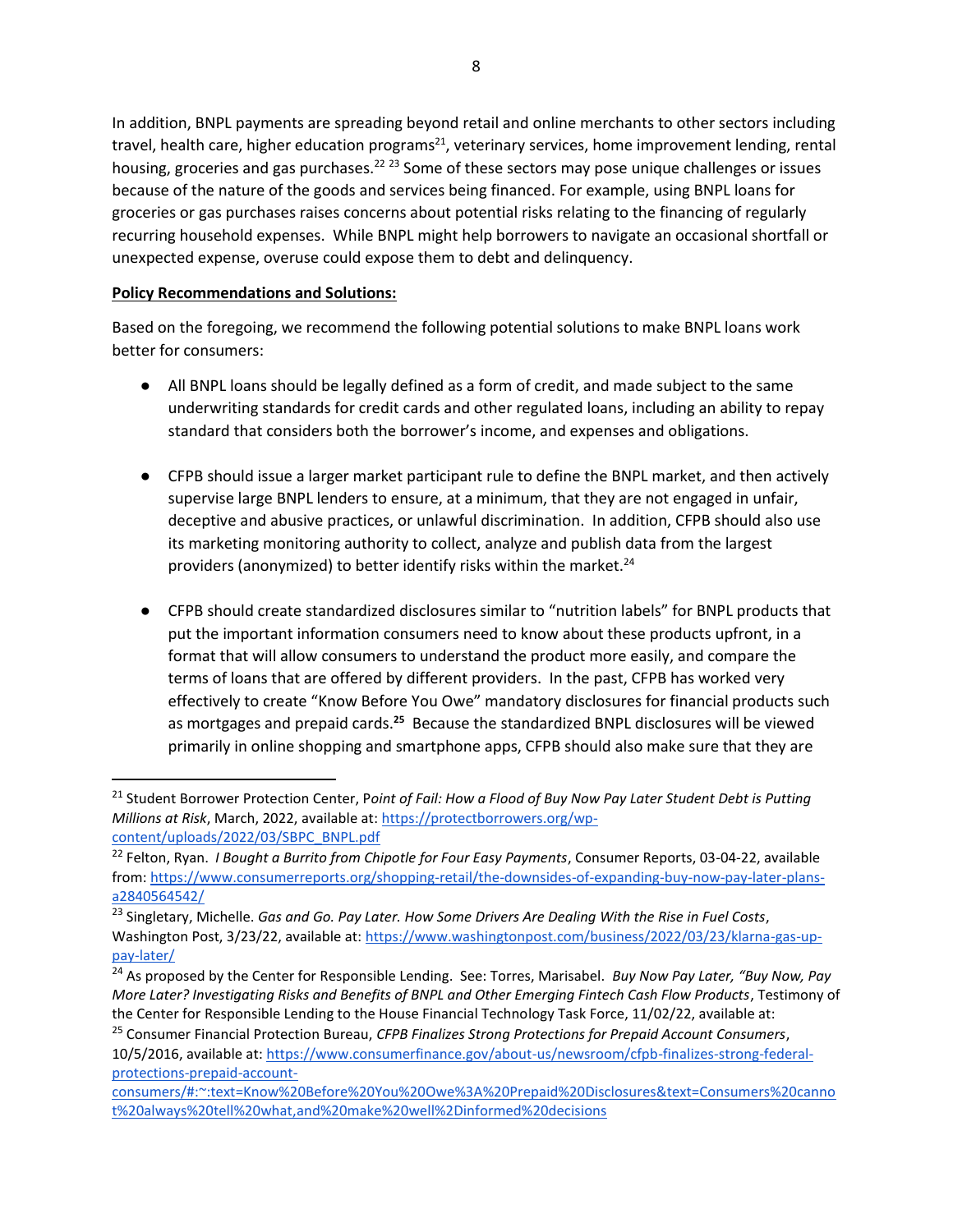In addition, BNPL payments are spreading beyond retail and online merchants to other sectors including travel, health care, higher education programs[21], veterinary services, home improvement lending, rental housing, groceries and gas purchases.[22] [23] Some of these sectors may pose unique challenges or issues because of the nature of the goods and services being financed. For example, using BNPL loans for groceries or gas purchases raises concerns about potential risks relating to the financing of regularly recurring household expenses. While BNPL might help borrowers to navigate an occasional shortfall or unexpected expense, overuse could expose them to debt and delinquency.

**Policy Recommendations and Solutions:**

Based on the foregoing, we recommend the following potential solutions to make BNPL loans work better for consumers:

- All BNPL loans should be legally defined as a form of credit, and made subject to the same underwriting standards for credit cards and other regulated loans, including an ability to repay standard that considers both the borrower's income, and expenses and obligations.

- CFPB should issue a larger market participant rule to define the BNPL market, and then actively supervise large BNPL lenders to ensure, at a minimum, that they are not engaged in unfair, deceptive and abusive practices, or unlawful discrimination. In addition, CFPB should also use its marketing monitoring authority to collect, analyze and publish data from the largest providers (anonymized) to better identify risks within the market.[24]

- CFPB should create standardized disclosures similar to "nutrition labels" for BNPL products that put the important information consumers need to know about these products upfront, in a format that will allow consumers to understand the product more easily, and compare the terms of loans that are offered by different providers. In the past, CFPB has worked very effectively to create "Know Before You Owe" mandatory disclosures for financial products such as mortgages and prepaid cards.**[25]** Because the standardized BNPL disclosures will be viewed primarily in online shopping and smartphone apps, CFPB should also make sure that they are

---

[21] Student Borrower Protection Center, P*oint of Fail: How a Flood of Buy Now Pay Later Student Debt is Putting Millions at Risk*, March, 2022, available at: https://protectborrowers.org/wp-content/uploads/2022/03/SBPC_BNPL.pdf

[22] Felton, Ryan. *I Bought a Burrito from Chipotle for Four Easy Payments*, Consumer Reports, 03-04-22, available from: https://www.consumerreports.org/shopping-retail/the-downsides-of-expanding-buy-now-pay-later-plans-a2840564542/

[23] Singletary, Michelle. *Gas and Go. Pay Later. How Some Drivers Are Dealing With the Rise in Fuel Costs*, Washington Post, 3/23/22, available at: https://www.washingtonpost.com/business/2022/03/23/klarna-gas-up-pay-later/

[24] As proposed by the Center for Responsible Lending. See: Torres, Marisabel. *Buy Now Pay Later, "Buy Now, Pay More Later? Investigating Risks and Benefits of BNPL and Other Emerging Fintech Cash Flow Products*, Testimony of the Center for Responsible Lending to the House Financial Technology Task Force, 11/02/22, available at:

[25] Consumer Financial Protection Bureau, *CFPB Finalizes Strong Protections for Prepaid Account Consumers*, 10/5/2016, available at: https://www.consumerfinance.gov/about-us/newsroom/cfpb-finalizes-strong-federal-protections-prepaid-account-consumers/#:~:text=Know%20Before%20You%20Owe%3A%20Prepaid%20Disclosures&text=Consumers%20cannot%20always%20tell%20what,and%20make%20well%2Dinformed%20decisions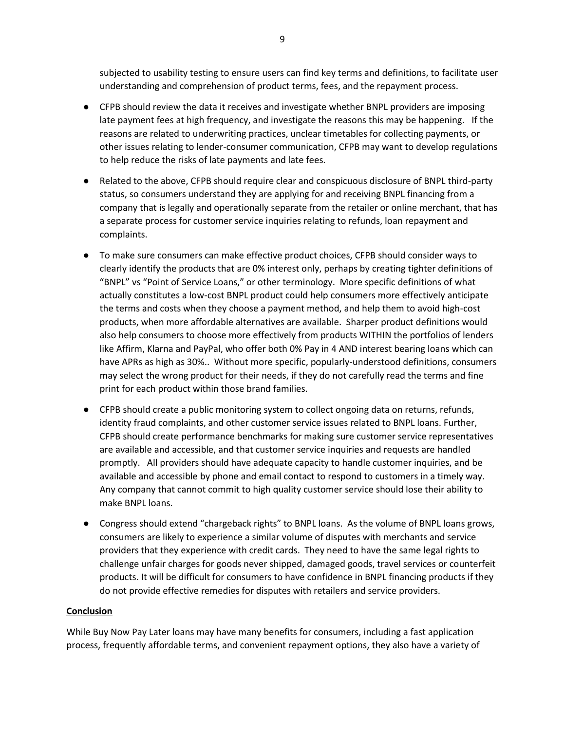subjected to usability testing to ensure users can find key terms and definitions, to facilitate user understanding and comprehension of product terms, fees, and the repayment process.

- CFPB should review the data it receives and investigate whether BNPL providers are imposing late payment fees at high frequency, and investigate the reasons this may be happening. If the reasons are related to underwriting practices, unclear timetables for collecting payments, or other issues relating to lender-consumer communication, CFPB may want to develop regulations to help reduce the risks of late payments and late fees.
- Related to the above, CFPB should require clear and conspicuous disclosure of BNPL third-party status, so consumers understand they are applying for and receiving BNPL financing from a company that is legally and operationally separate from the retailer or online merchant, that has a separate process for customer service inquiries relating to refunds, loan repayment and complaints.
- To make sure consumers can make effective product choices, CFPB should consider ways to clearly identify the products that are 0% interest only, perhaps by creating tighter definitions of "BNPL" vs "Point of Service Loans," or other terminology. More specific definitions of what actually constitutes a low-cost BNPL product could help consumers more effectively anticipate the terms and costs when they choose a payment method, and help them to avoid high-cost products, when more affordable alternatives are available. Sharper product definitions would also help consumers to choose more effectively from products WITHIN the portfolios of lenders like Affirm, Klarna and PayPal, who offer both 0% Pay in 4 AND interest bearing loans which can have APRs as high as 30%.. Without more specific, popularly-understood definitions, consumers may select the wrong product for their needs, if they do not carefully read the terms and fine print for each product within those brand families.
- CFPB should create a public monitoring system to collect ongoing data on returns, refunds, identity fraud complaints, and other customer service issues related to BNPL loans. Further, CFPB should create performance benchmarks for making sure customer service representatives are available and accessible, and that customer service inquiries and requests are handled promptly. All providers should have adequate capacity to handle customer inquiries, and be available and accessible by phone and email contact to respond to customers in a timely way. Any company that cannot commit to high quality customer service should lose their ability to make BNPL loans.
- Congress should extend "chargeback rights" to BNPL loans. As the volume of BNPL loans grows, consumers are likely to experience a similar volume of disputes with merchants and service providers that they experience with credit cards. They need to have the same legal rights to challenge unfair charges for goods never shipped, damaged goods, travel services or counterfeit products. It will be difficult for consumers to have confidence in BNPL financing products if they do not provide effective remedies for disputes with retailers and service providers.

## Conclusion

While Buy Now Pay Later loans may have many benefits for consumers, including a fast application process, frequently affordable terms, and convenient repayment options, they also have a variety of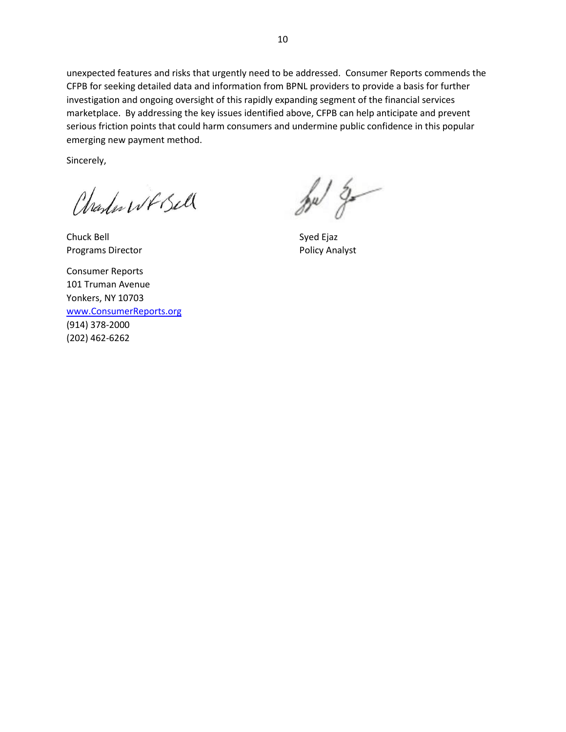unexpected features and risks that urgently need to be addressed. Consumer Reports commends the CFPB for seeking detailed data and information from BPNL providers to provide a basis for further investigation and ongoing oversight of this rapidly expanding segment of the financial services marketplace. By addressing the key issues identified above, CFPB can help anticipate and prevent serious friction points that could harm consumers and undermine public confidence in this popular emerging new payment method.

Sincerely,

Chuck Bell
Programs Director

Syed Ejaz
Policy Analyst

Consumer Reports
101 Truman Avenue
Yonkers, NY 10703
[www.ConsumerReports.org](http://www.ConsumerReports.org)
(914) 378-2000
(202) 462-6262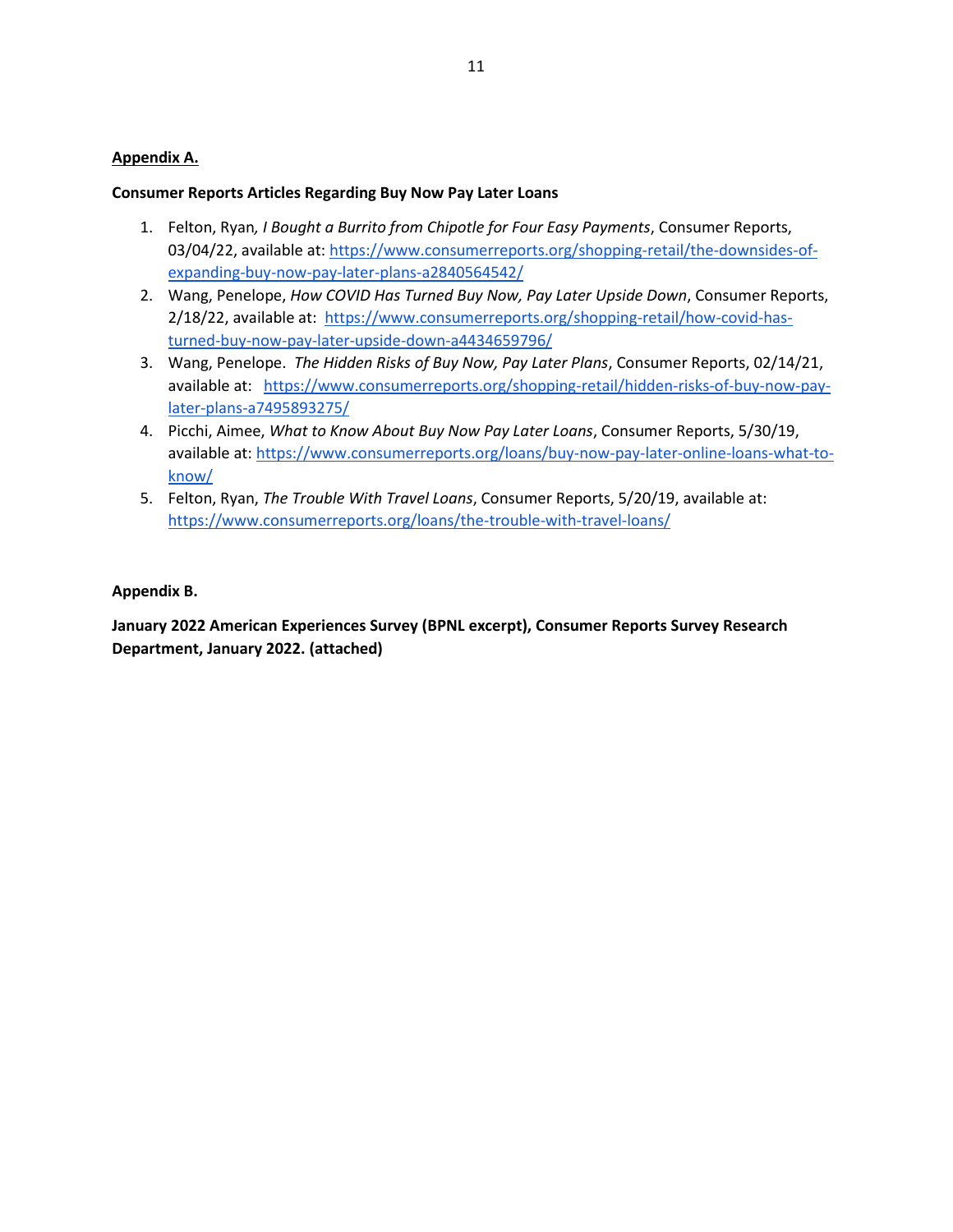**Appendix A.**

**Consumer Reports Articles Regarding Buy Now Pay Later Loans**

1. Felton, Ryan, *I Bought a Burrito from Chipotle for Four Easy Payments*, Consumer Reports, 03/04/22, available at: https://www.consumerreports.org/shopping-retail/the-downsides-of-expanding-buy-now-pay-later-plans-a2840564542/
2. Wang, Penelope, *How COVID Has Turned Buy Now, Pay Later Upside Down*, Consumer Reports, 2/18/22, available at: https://www.consumerreports.org/shopping-retail/how-covid-has-turned-buy-now-pay-later-upside-down-a4434659796/
3. Wang, Penelope. *The Hidden Risks of Buy Now, Pay Later Plans*, Consumer Reports, 02/14/21, available at: https://www.consumerreports.org/shopping-retail/hidden-risks-of-buy-now-pay-later-plans-a7495893275/
4. Picchi, Aimee, *What to Know About Buy Now Pay Later Loans*, Consumer Reports, 5/30/19, available at: https://www.consumerreports.org/loans/buy-now-pay-later-online-loans-what-to-know/
5. Felton, Ryan, *The Trouble With Travel Loans*, Consumer Reports, 5/20/19, available at: https://www.consumerreports.org/loans/the-trouble-with-travel-loans/

**Appendix B.**

**January 2022 American Experiences Survey (BPNL excerpt), Consumer Reports Survey Research Department, January 2022. (attached)**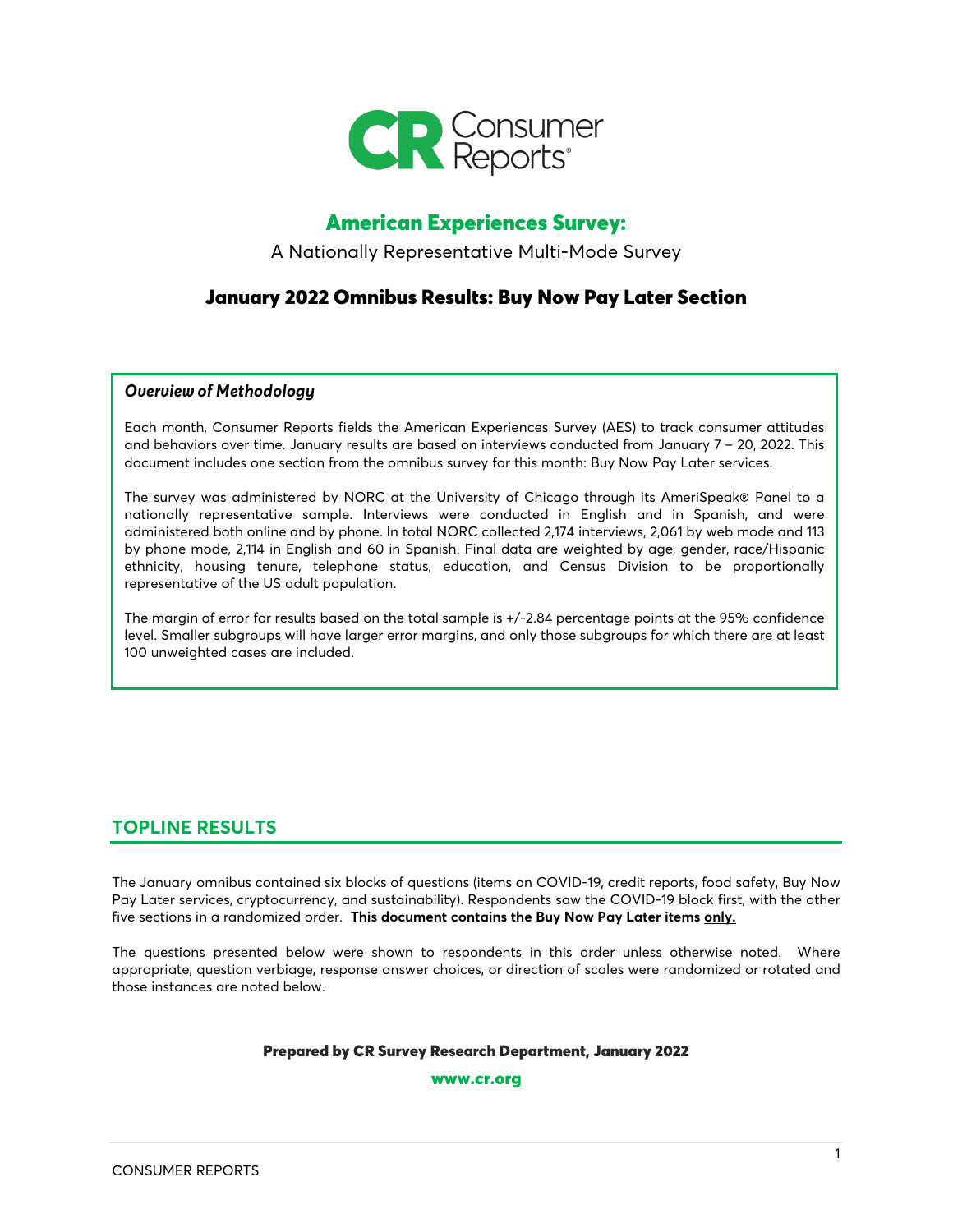# American Experiences Survey:

A Nationally Representative Multi-Mode Survey

## January 2022 Omnibus Results: Buy Now Pay Later Section

### *Overview of Methodology*

Each month, Consumer Reports fields the American Experiences Survey (AES) to track consumer attitudes and behaviors over time. January results are based on interviews conducted from January 7 – 20, 2022. This document includes one section from the omnibus survey for this month: Buy Now Pay Later services.

The survey was administered by NORC at the University of Chicago through its AmeriSpeak® Panel to a nationally representative sample. Interviews were conducted in English and in Spanish, and were administered both online and by phone. In total NORC collected 2,174 interviews, 2,061 by web mode and 113 by phone mode, 2,114 in English and 60 in Spanish. Final data are weighted by age, gender, race/Hispanic ethnicity, housing tenure, telephone status, education, and Census Division to be proportionally representative of the US adult population.

The margin of error for results based on the total sample is +/-2.84 percentage points at the 95% confidence level. Smaller subgroups will have larger error margins, and only those subgroups for which there are at least 100 unweighted cases are included.

## TOPLINE RESULTS

The January omnibus contained six blocks of questions (items on COVID-19, credit reports, food safety, Buy Now Pay Later services, cryptocurrency, and sustainability). Respondents saw the COVID-19 block first, with the other five sections in a randomized order. **This document contains the Buy Now Pay Later items only.**

The questions presented below were shown to respondents in this order unless otherwise noted. Where appropriate, question verbiage, response answer choices, or direction of scales were randomized or rotated and those instances are noted below.

**Prepared by CR Survey Research Department, January 2022**

**www.cr.org**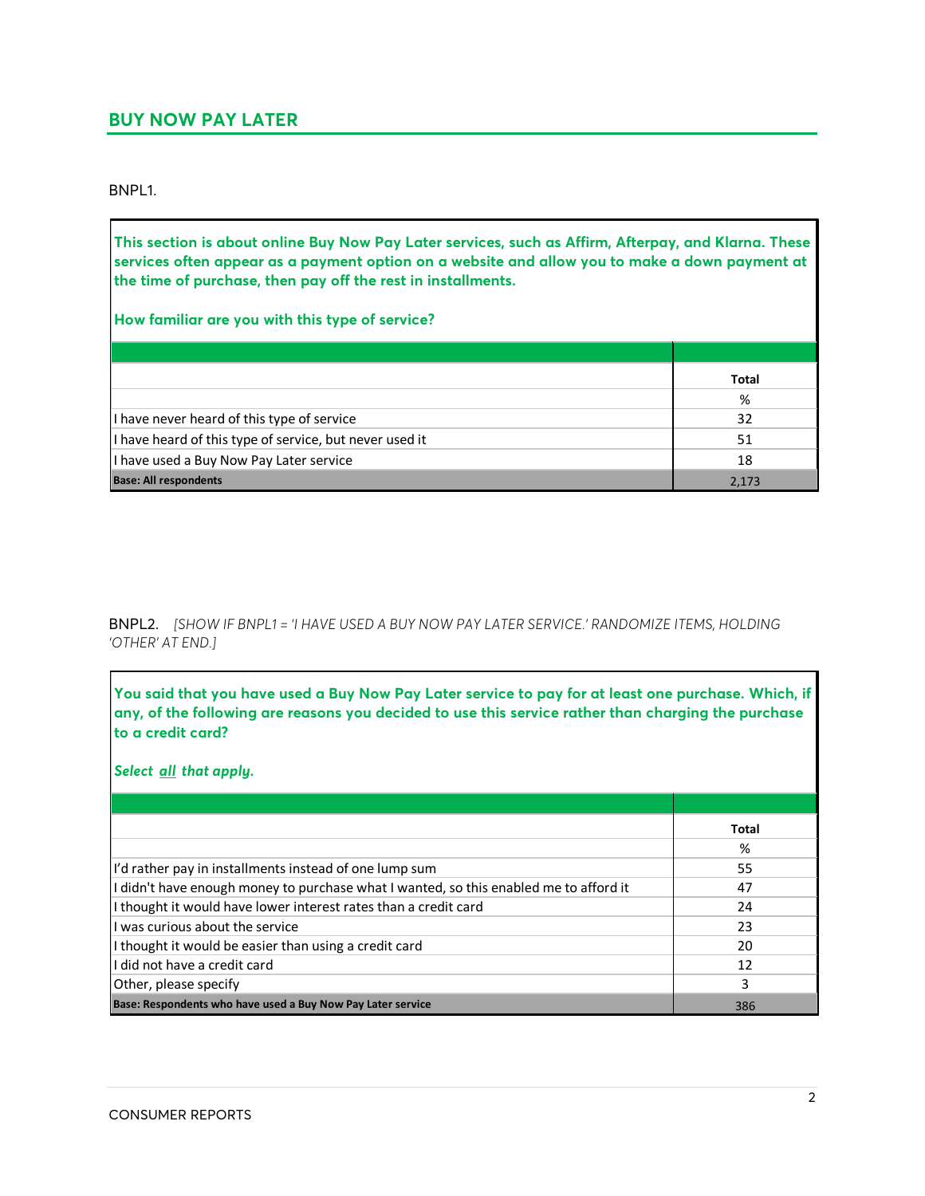## BUY NOW PAY LATER

BNPL1.

**This section is about online Buy Now Pay Later services, such as Affirm, Afterpay, and Klarna. These services often appear as a payment option on a website and allow you to make a down payment at the time of purchase, then pay off the rest in installments.**

**How familiar are you with this type of service?**

| | Total |
|---|---|
| | % |
| I have never heard of this type of service | 32 |
| I have heard of this type of service, but never used it | 51 |
| I have used a Buy Now Pay Later service | 18 |
| **Base: All respondents** | 2,173 |

BNPL2. *[SHOW IF BNPL1 = 'I HAVE USED A BUY NOW PAY LATER SERVICE.' RANDOMIZE ITEMS, HOLDING 'OTHER' AT END.]*

**You said that you have used a Buy Now Pay Later service to pay for at least one purchase. Which, if any, of the following are reasons you decided to use this service rather than charging the purchase to a credit card?**

***Select all that apply.***

| | Total |
|---|---|
| | % |
| I'd rather pay in installments instead of one lump sum | 55 |
| I didn't have enough money to purchase what I wanted, so this enabled me to afford it | 47 |
| I thought it would have lower interest rates than a credit card | 24 |
| I was curious about the service | 23 |
| I thought it would be easier than using a credit card | 20 |
| I did not have a credit card | 12 |
| Other, please specify | 3 |
| **Base: Respondents who have used a Buy Now Pay Later service** | 386 |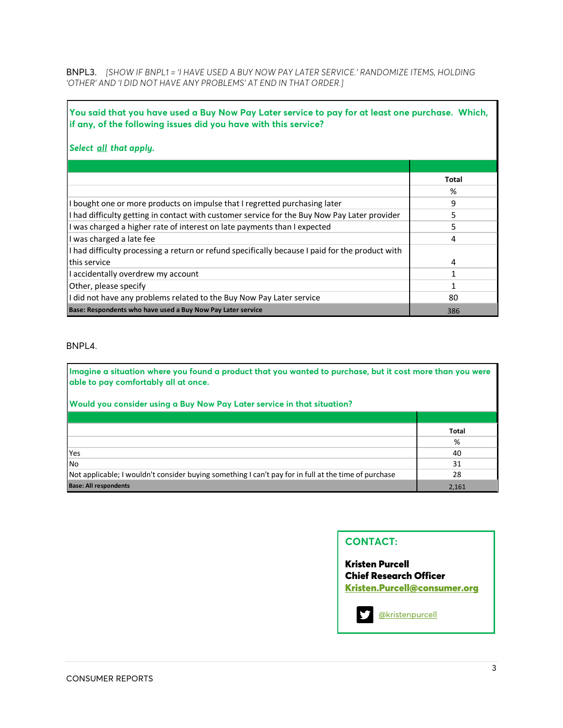BNPL3. *[SHOW IF BNPL1 = 'I HAVE USED A BUY NOW PAY LATER SERVICE.' RANDOMIZE ITEMS, HOLDING 'OTHER' AND 'I DID NOT HAVE ANY PROBLEMS' AT END IN THAT ORDER.]*

**You said that you have used a Buy Now Pay Later service to pay for at least one purchase. Which, if any, of the following issues did you have with this service?**

***Select all that apply.***

| | Total |
|---|---|
| | % |
| I bought one or more products on impulse that I regretted purchasing later | 9 |
| I had difficulty getting in contact with customer service for the Buy Now Pay Later provider | 5 |
| I was charged a higher rate of interest on late payments than I expected | 5 |
| I was charged a late fee | 4 |
| I had difficulty processing a return or refund specifically because I paid for the product with this service | 4 |
| I accidentally overdrew my account | 1 |
| Other, please specify | 1 |
| I did not have any problems related to the Buy Now Pay Later service | 80 |
| **Base: Respondents who have used a Buy Now Pay Later service** | 386 |

BNPL4.

**Imagine a situation where you found a product that you wanted to purchase, but it cost more than you were able to pay comfortably all at once.**

**Would you consider using a Buy Now Pay Later service in that situation?**

| | Total |
|---|---|
| | % |
| Yes | 40 |
| No | 31 |
| Not applicable; I wouldn't consider buying something I can't pay for in full at the time of purchase | 28 |
| **Base: All respondents** | 2,161 |

**CONTACT:**

**Kristen Purcell**
**Chief Research Officer**
**Kristen.Purcell@consumer.org**

@kristenpurcell